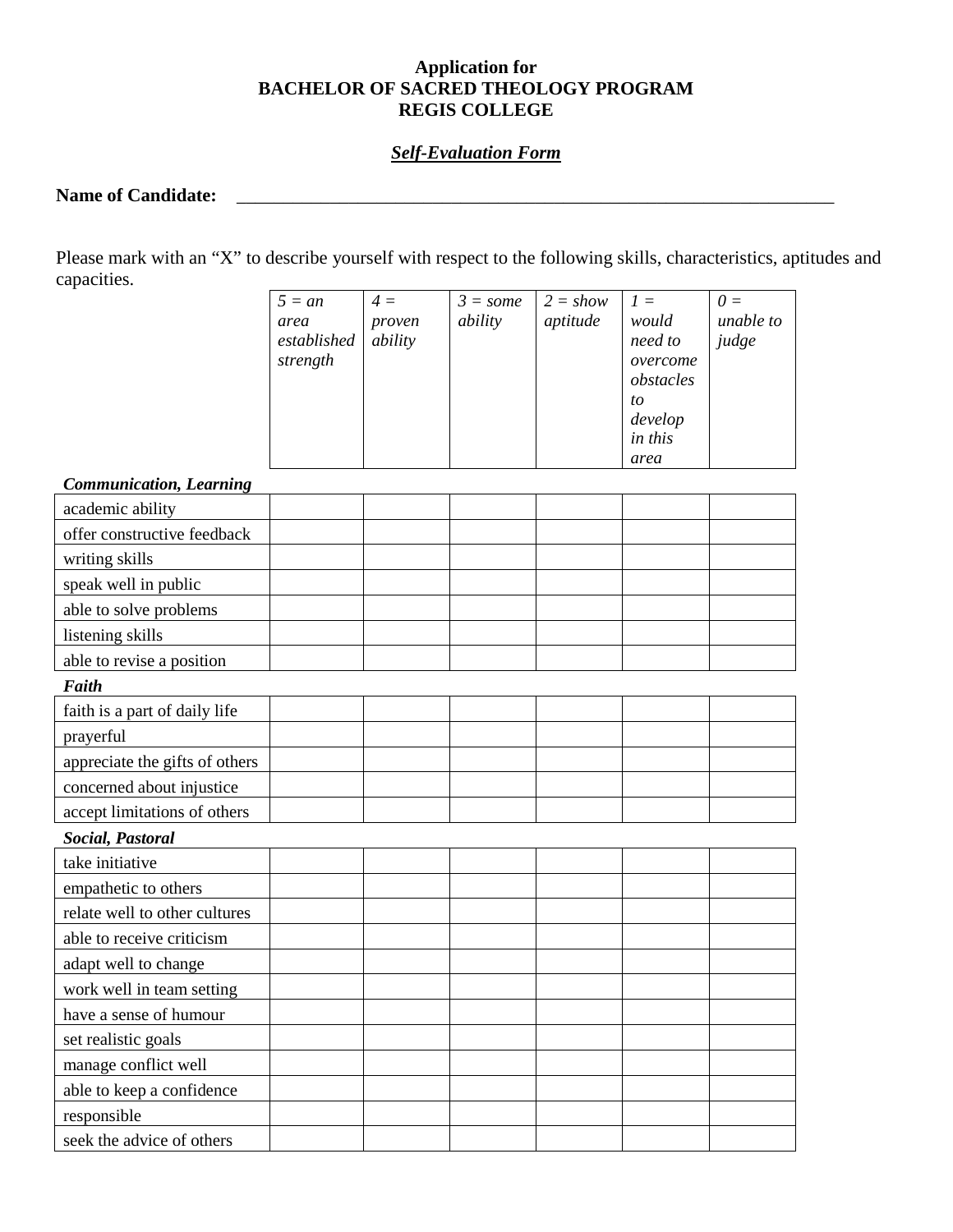**Application for**
**BACHELOR OF SACRED THEOLOGY PROGRAM**
**REGIS COLLEGE**

***Self-Evaluation Form***

**Name of Candidate:** ____________________________________________________________________

Please mark with an “X” to describe yourself with respect to the following skills, characteristics, aptitudes and capacities.

| | *5 = an area established strength* | *4 = proven ability* | *3 = some ability* | *2 = show aptitude* | *1 = would need to overcome obstacles to develop in this area* | *0 = unable to judge* |
|---|---|---|---|---|---|---|
| ***Communication, Learning*** | | | | | | |
| academic ability | | | | | | |
| offer constructive feedback | | | | | | |
| writing skills | | | | | | |
| speak well in public | | | | | | |
| able to solve problems | | | | | | |
| listening skills | | | | | | |
| able to revise a position | | | | | | |
| ***Faith*** | | | | | | |
| faith is a part of daily life | | | | | | |
| prayerful | | | | | | |
| appreciate the gifts of others | | | | | | |
| concerned about injustice | | | | | | |
| accept limitations of others | | | | | | |
| ***Social, Pastoral*** | | | | | | |
| take initiative | | | | | | |
| empathetic to others | | | | | | |
| relate well to other cultures | | | | | | |
| able to receive criticism | | | | | | |
| adapt well to change | | | | | | |
| work well in team setting | | | | | | |
| have a sense of humour | | | | | | |
| set realistic goals | | | | | | |
| manage conflict well | | | | | | |
| able to keep a confidence | | | | | | |
| responsible | | | | | | |
| seek the advice of others | | | | | | |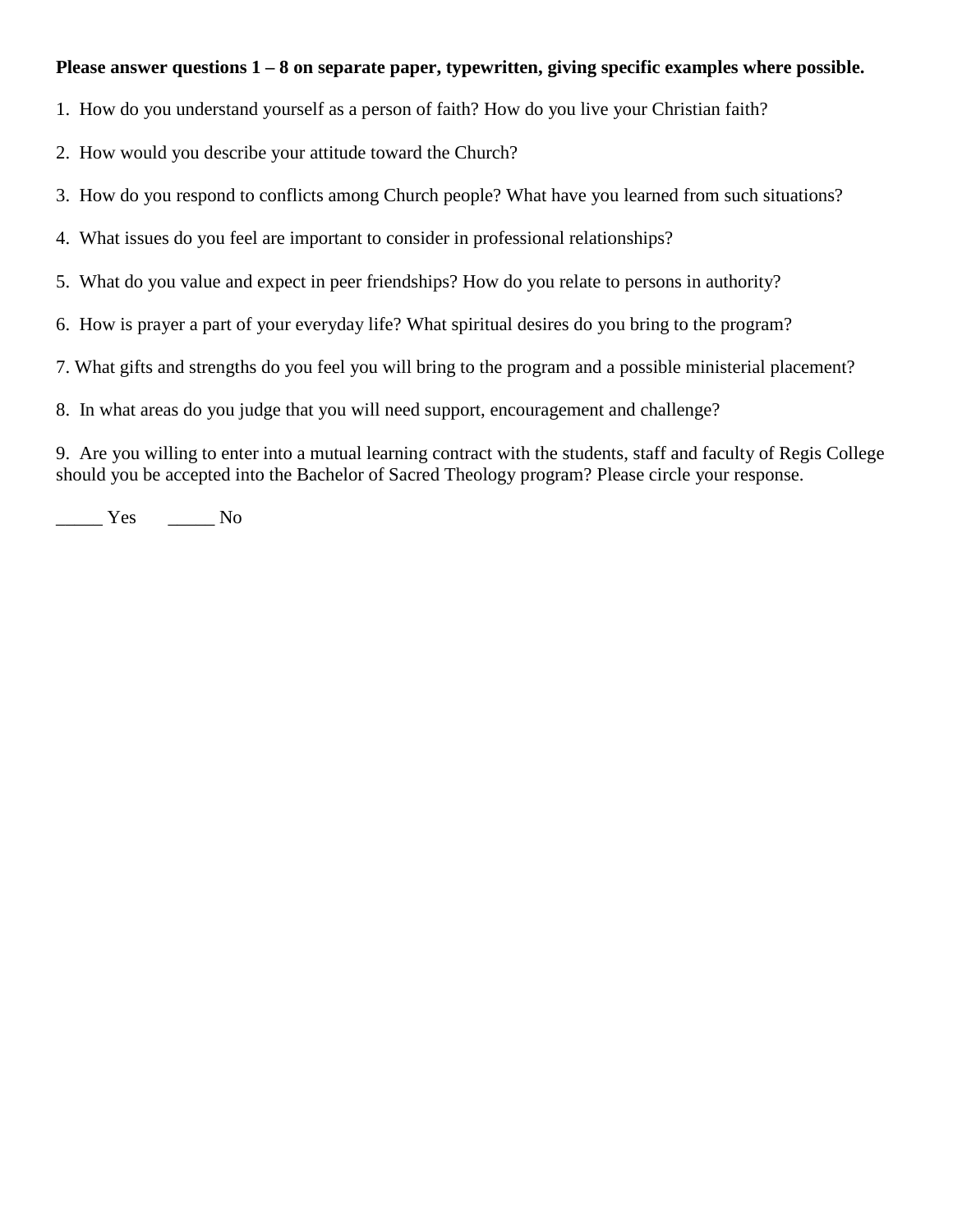**Please answer questions 1 – 8 on separate paper, typewritten, giving specific examples where possible.**

1. How do you understand yourself as a person of faith? How do you live your Christian faith?

2. How would you describe your attitude toward the Church?

3. How do you respond to conflicts among Church people? What have you learned from such situations?

4. What issues do you feel are important to consider in professional relationships?

5. What do you value and expect in peer friendships? How do you relate to persons in authority?

6. How is prayer a part of your everyday life? What spiritual desires do you bring to the program?

7. What gifts and strengths do you feel you will bring to the program and a possible ministerial placement?

8. In what areas do you judge that you will need support, encouragement and challenge?

9. Are you willing to enter into a mutual learning contract with the students, staff and faculty of Regis College should you be accepted into the Bachelor of Sacred Theology program? Please circle your response.

_____ Yes _____ No